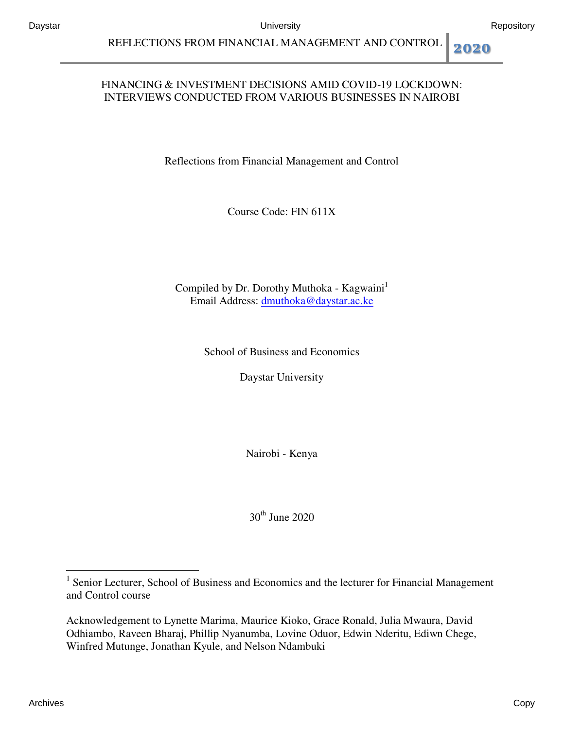# FINANCING & INVESTMENT DECISIONS AMID COVID-19 LOCKDOWN: INTERVIEWS CONDUCTED FROM VARIOUS BUSINESSES IN NAIROBI

Reflections from Financial Management and Control

Course Code: FIN 611X

Compiled by Dr. Dorothy Muthoka - Kagwaini[1]
Email Address: dmuthoka@daystar.ac.ke

School of Business and Economics

Daystar University

Nairobi - Kenya

30th June 2020

---

[1] Senior Lecturer, School of Business and Economics and the lecturer for Financial Management and Control course

Acknowledgement to Lynette Marima, Maurice Kioko, Grace Ronald, Julia Mwaura, David Odhiambo, Raveen Bharaj, Phillip Nyanumba, Lovine Oduor, Edwin Nderitu, Ediwn Chege, Winfred Mutunge, Jonathan Kyule, and Nelson Ndambuki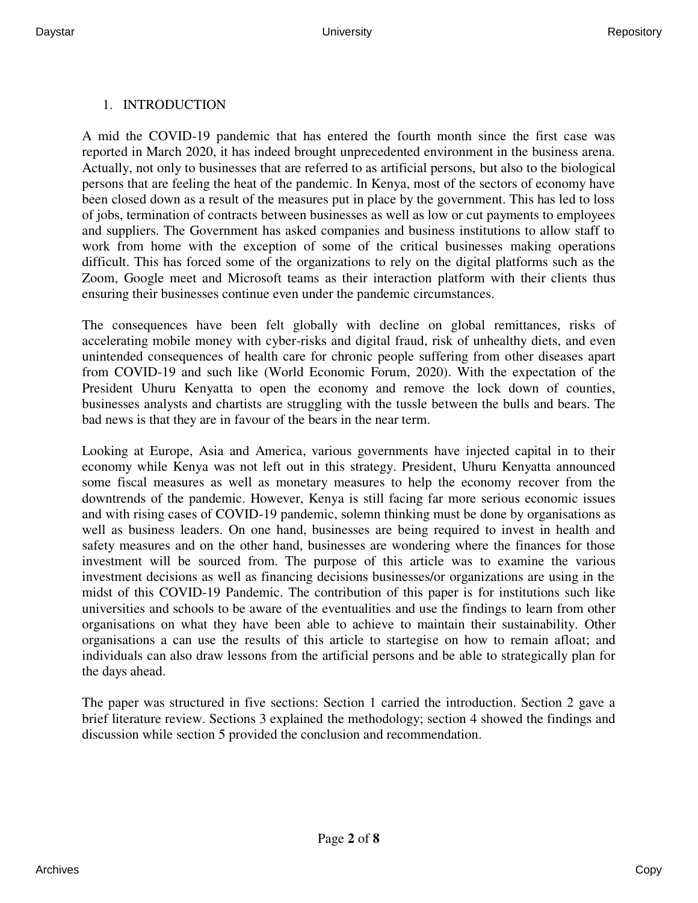## 1. INTRODUCTION

A mid the COVID-19 pandemic that has entered the fourth month since the first case was reported in March 2020, it has indeed brought unprecedented environment in the business arena. Actually, not only to businesses that are referred to as artificial persons, but also to the biological persons that are feeling the heat of the pandemic. In Kenya, most of the sectors of economy have been closed down as a result of the measures put in place by the government. This has led to loss of jobs, termination of contracts between businesses as well as low or cut payments to employees and suppliers. The Government has asked companies and business institutions to allow staff to work from home with the exception of some of the critical businesses making operations difficult. This has forced some of the organizations to rely on the digital platforms such as the Zoom, Google meet and Microsoft teams as their interaction platform with their clients thus ensuring their businesses continue even under the pandemic circumstances.

The consequences have been felt globally with decline on global remittances, risks of accelerating mobile money with cyber-risks and digital fraud, risk of unhealthy diets, and even unintended consequences of health care for chronic people suffering from other diseases apart from COVID-19 and such like (World Economic Forum, 2020). With the expectation of the President Uhuru Kenyatta to open the economy and remove the lock down of counties, businesses analysts and chartists are struggling with the tussle between the bulls and bears. The bad news is that they are in favour of the bears in the near term.

Looking at Europe, Asia and America, various governments have injected capital in to their economy while Kenya was not left out in this strategy. President, Uhuru Kenyatta announced some fiscal measures as well as monetary measures to help the economy recover from the downtrends of the pandemic. However, Kenya is still facing far more serious economic issues and with rising cases of COVID-19 pandemic, solemn thinking must be done by organisations as well as business leaders. On one hand, businesses are being required to invest in health and safety measures and on the other hand, businesses are wondering where the finances for those investment will be sourced from. The purpose of this article was to examine the various investment decisions as well as financing decisions businesses/or organizations are using in the midst of this COVID-19 Pandemic. The contribution of this paper is for institutions such like universities and schools to be aware of the eventualities and use the findings to learn from other organisations on what they have been able to achieve to maintain their sustainability. Other organisations a can use the results of this article to startegise on how to remain afloat; and individuals can also draw lessons from the artificial persons and be able to strategically plan for the days ahead.

The paper was structured in five sections: Section 1 carried the introduction. Section 2 gave a brief literature review. Sections 3 explained the methodology; section 4 showed the findings and discussion while section 5 provided the conclusion and recommendation.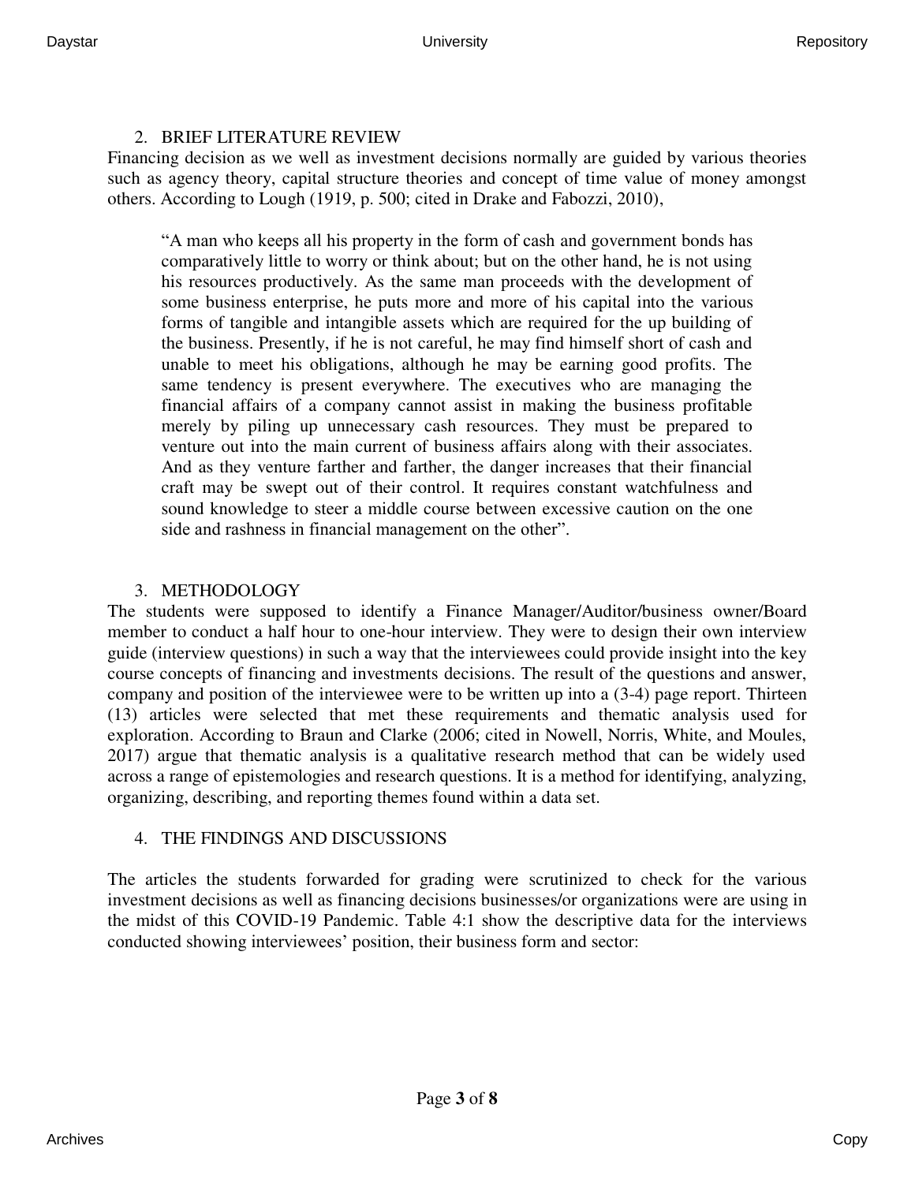## 2. BRIEF LITERATURE REVIEW

Financing decision as we well as investment decisions normally are guided by various theories such as agency theory, capital structure theories and concept of time value of money amongst others. According to Lough (1919, p. 500; cited in Drake and Fabozzi, 2010),

> "A man who keeps all his property in the form of cash and government bonds has comparatively little to worry or think about; but on the other hand, he is not using his resources productively. As the same man proceeds with the development of some business enterprise, he puts more and more of his capital into the various forms of tangible and intangible assets which are required for the up building of the business. Presently, if he is not careful, he may find himself short of cash and unable to meet his obligations, although he may be earning good profits. The same tendency is present everywhere. The executives who are managing the financial affairs of a company cannot assist in making the business profitable merely by piling up unnecessary cash resources. They must be prepared to venture out into the main current of business affairs along with their associates. And as they venture farther and farther, the danger increases that their financial craft may be swept out of their control. It requires constant watchfulness and sound knowledge to steer a middle course between excessive caution on the one side and rashness in financial management on the other".

## 3. METHODOLOGY

The students were supposed to identify a Finance Manager/Auditor/business owner/Board member to conduct a half hour to one-hour interview. They were to design their own interview guide (interview questions) in such a way that the interviewees could provide insight into the key course concepts of financing and investments decisions. The result of the questions and answer, company and position of the interviewee were to be written up into a (3-4) page report. Thirteen (13) articles were selected that met these requirements and thematic analysis used for exploration. According to Braun and Clarke (2006; cited in Nowell, Norris, White, and Moules, 2017) argue that thematic analysis is a qualitative research method that can be widely used across a range of epistemologies and research questions. It is a method for identifying, analyzing, organizing, describing, and reporting themes found within a data set.

## 4. THE FINDINGS AND DISCUSSIONS

The articles the students forwarded for grading were scrutinized to check for the various investment decisions as well as financing decisions businesses/or organizations were are using in the midst of this COVID-19 Pandemic. Table 4:1 show the descriptive data for the interviews conducted showing interviewees' position, their business form and sector: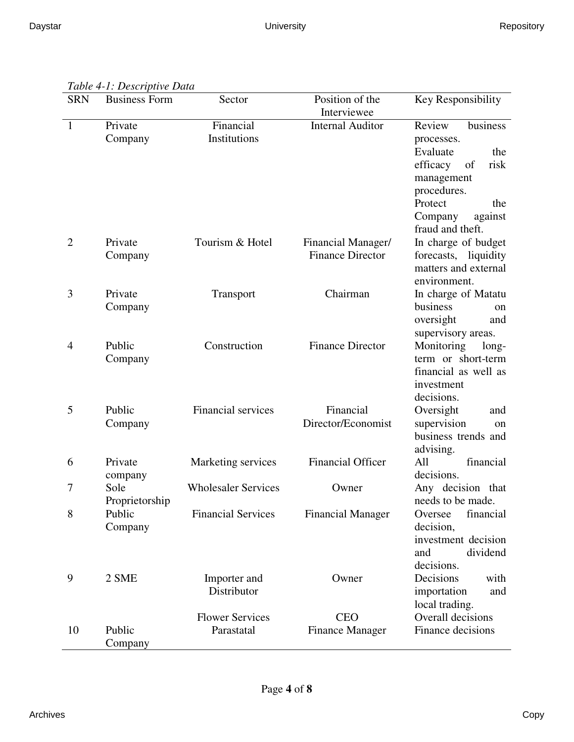*Table 4-1: Descriptive Data*

| SRN | Business Form | Sector | Position of the Interviewee | Key Responsibility |
|---|---|---|---|---|
| 1 | Private Company | Financial Institutions | Internal Auditor | Review business processes. Evaluate the efficacy of risk management procedures. Protect the Company against fraud and theft. |
| 2 | Private Company | Tourism & Hotel | Financial Manager/ Finance Director | In charge of budget forecasts, liquidity matters and external environment. |
| 3 | Private Company | Transport | Chairman | In charge of Matatu business on oversight and supervisory areas. |
| 4 | Public Company | Construction | Finance Director | Monitoring long-term or short-term financial as well as investment decisions. |
| 5 | Public Company | Financial services | Financial Director/Economist | Oversight and supervision on business trends and advising. |
| 6 | Private company | Marketing services | Financial Officer | All financial decisions. |
| 7 | Sole Proprietorship | Wholesaler Services | Owner | Any decision that needs to be made. |
| 8 | Public Company | Financial Services | Financial Manager | Oversee financial decision, investment decision and dividend decisions. |
| 9 | 2 SME | Importer and Distributor | Owner | Decisions with importation and local trading. |
| | | Flower Services | CEO | Overall decisions |
| 10 | Public Company | Parastatal | Finance Manager | Finance decisions |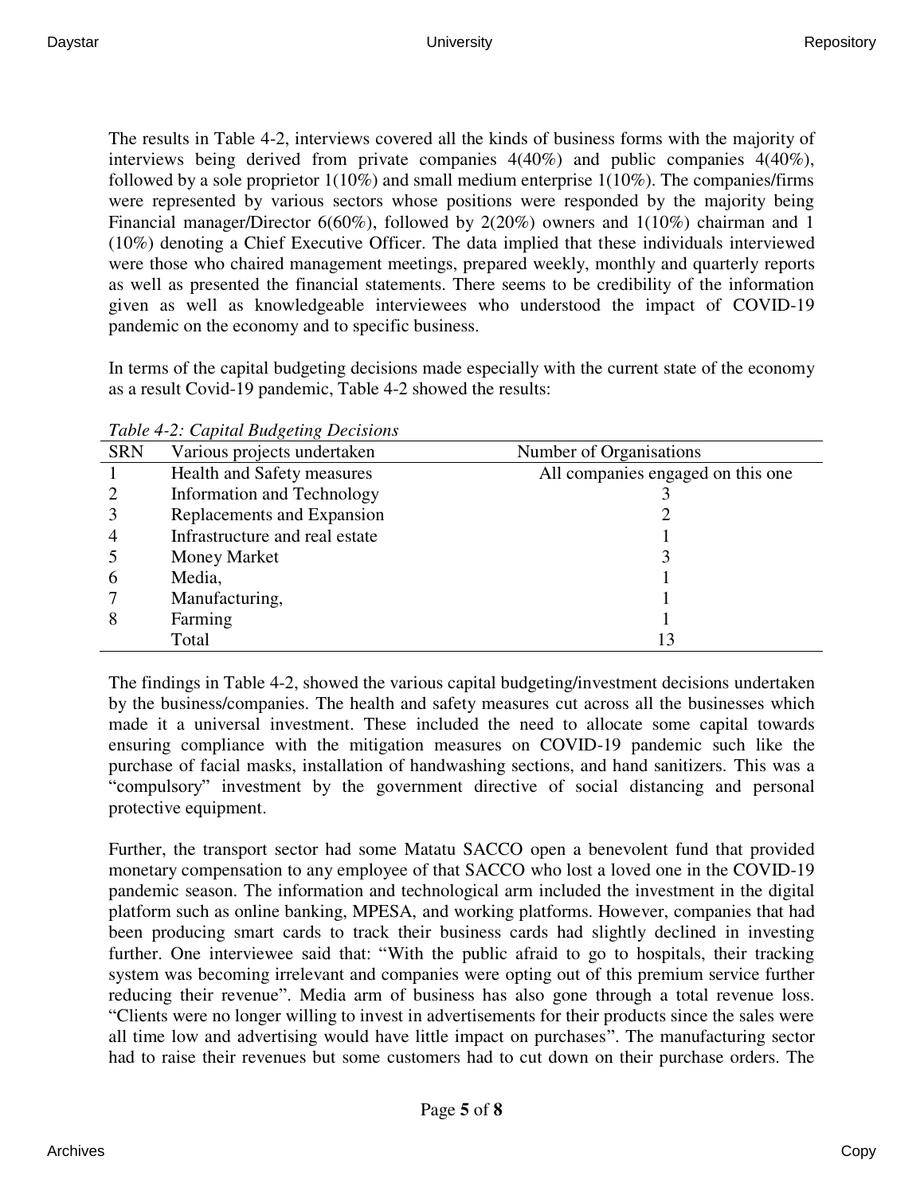The results in Table 4-2, interviews covered all the kinds of business forms with the majority of interviews being derived from private companies 4(40%) and public companies 4(40%), followed by a sole proprietor 1(10%) and small medium enterprise 1(10%). The companies/firms were represented by various sectors whose positions were responded by the majority being Financial manager/Director 6(60%), followed by 2(20%) owners and 1(10%) chairman and 1 (10%) denoting a Chief Executive Officer. The data implied that these individuals interviewed were those who chaired management meetings, prepared weekly, monthly and quarterly reports as well as presented the financial statements. There seems to be credibility of the information given as well as knowledgeable interviewees who understood the impact of COVID-19 pandemic on the economy and to specific business.

In terms of the capital budgeting decisions made especially with the current state of the economy as a result Covid-19 pandemic, Table 4-2 showed the results:

*Table 4-2: Capital Budgeting Decisions*

| SRN | Various projects undertaken | Number of Organisations |
|---|---|---|
| 1 | Health and Safety measures | All companies engaged on this one |
| 2 | Information and Technology | 3 |
| 3 | Replacements and Expansion | 2 |
| 4 | Infrastructure and real estate | 1 |
| 5 | Money Market | 3 |
| 6 | Media, | 1 |
| 7 | Manufacturing, | 1 |
| 8 | Farming | 1 |
| | Total | 13 |

The findings in Table 4-2, showed the various capital budgeting/investment decisions undertaken by the business/companies. The health and safety measures cut across all the businesses which made it a universal investment. These included the need to allocate some capital towards ensuring compliance with the mitigation measures on COVID-19 pandemic such like the purchase of facial masks, installation of handwashing sections, and hand sanitizers. This was a "compulsory" investment by the government directive of social distancing and personal protective equipment.

Further, the transport sector had some Matatu SACCO open a benevolent fund that provided monetary compensation to any employee of that SACCO who lost a loved one in the COVID-19 pandemic season. The information and technological arm included the investment in the digital platform such as online banking, MPESA, and working platforms. However, companies that had been producing smart cards to track their business cards had slightly declined in investing further. One interviewee said that: "With the public afraid to go to hospitals, their tracking system was becoming irrelevant and companies were opting out of this premium service further reducing their revenue". Media arm of business has also gone through a total revenue loss. "Clients were no longer willing to invest in advertisements for their products since the sales were all time low and advertising would have little impact on purchases". The manufacturing sector had to raise their revenues but some customers had to cut down on their purchase orders. The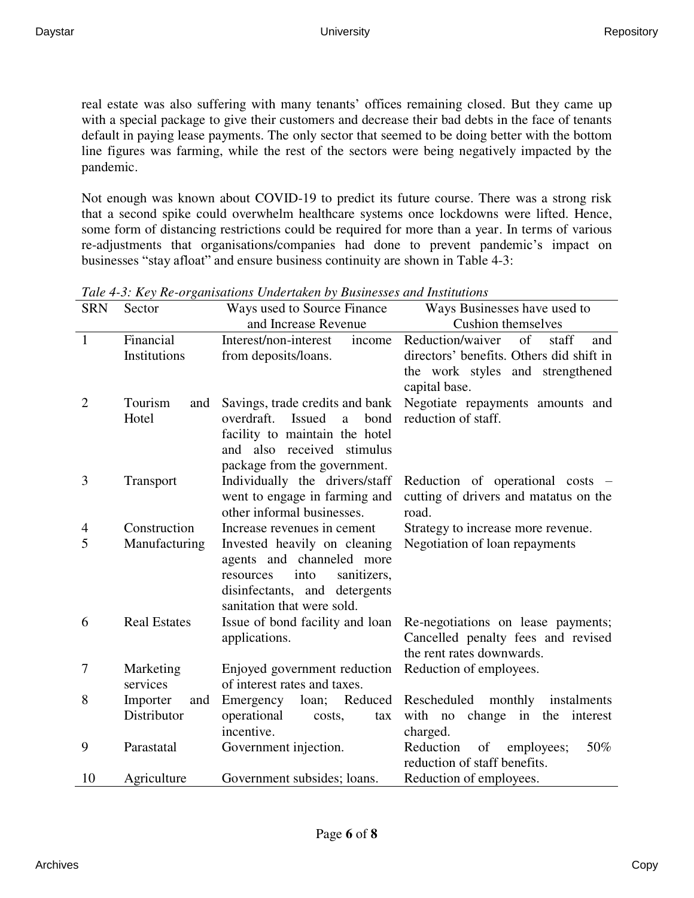real estate was also suffering with many tenants' offices remaining closed. But they came up with a special package to give their customers and decrease their bad debts in the face of tenants default in paying lease payments. The only sector that seemed to be doing better with the bottom line figures was farming, while the rest of the sectors were being negatively impacted by the pandemic.

Not enough was known about COVID-19 to predict its future course. There was a strong risk that a second spike could overwhelm healthcare systems once lockdowns were lifted. Hence, some form of distancing restrictions could be required for more than a year. In terms of various re-adjustments that organisations/companies had done to prevent pandemic's impact on businesses "stay afloat" and ensure business continuity are shown in Table 4-3:

*Tale 4-3: Key Re-organisations Undertaken by Businesses and Institutions*

| SRN | Sector | Ways used to Source Finance and Increase Revenue | Ways Businesses have used to Cushion themselves |
|---|---|---|---|
| 1 | Financial Institutions | Interest/non-interest income from deposits/loans. | Reduction/waiver of staff and directors' benefits. Others did shift in the work styles and strengthened capital base. |
| 2 | Tourism and Hotel | Savings, trade credits and bank overdraft. Issued a bond facility to maintain the hotel and also received stimulus package from the government. | Negotiate repayments amounts and reduction of staff. |
| 3 | Transport | Individually the drivers/staff went to engage in farming and other informal businesses. | Reduction of operational costs – cutting of drivers and matatus on the road. |
| 4 | Construction | Increase revenues in cement | Strategy to increase more revenue. |
| 5 | Manufacturing | Invested heavily on cleaning agents and channeled more resources into sanitizers, disinfectants, and detergents sanitation that were sold. | Negotiation of loan repayments |
| 6 | Real Estates | Issue of bond facility and loan applications. | Re-negotiations on lease payments; Cancelled penalty fees and revised the rent rates downwards. |
| 7 | Marketing services | Enjoyed government reduction of interest rates and taxes. | Reduction of employees. |
| 8 | Importer and Distributor | Emergency loan; Reduced operational costs, tax incentive. | Rescheduled monthly instalments with no change in the interest charged. |
| 9 | Parastatal | Government injection. | Reduction of employees; 50% reduction of staff benefits. |
| 10 | Agriculture | Government subsides; loans. | Reduction of employees. |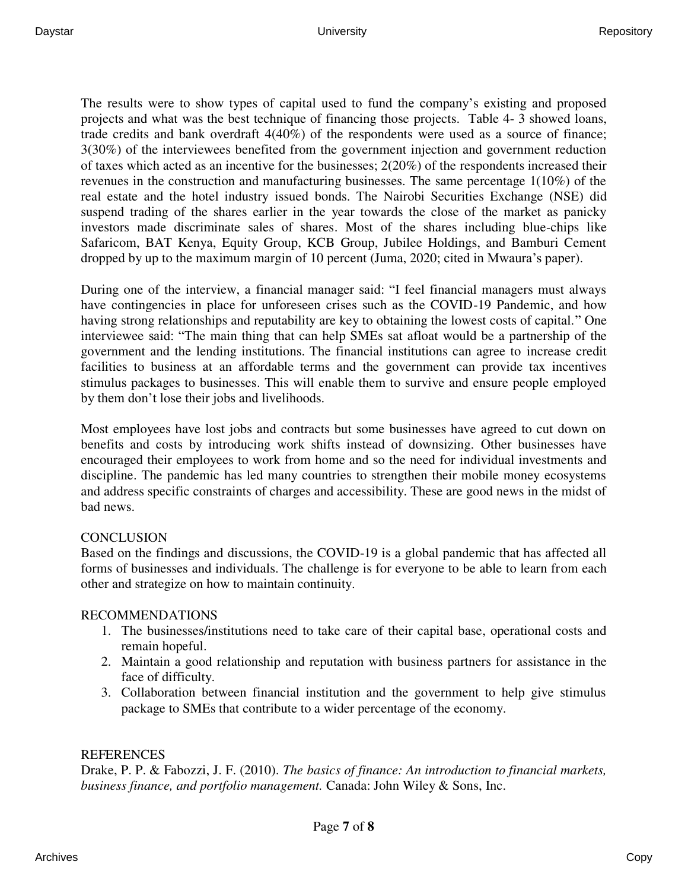The results were to show types of capital used to fund the company's existing and proposed projects and what was the best technique of financing those projects. Table 4- 3 showed loans, trade credits and bank overdraft 4(40%) of the respondents were used as a source of finance; 3(30%) of the interviewees benefited from the government injection and government reduction of taxes which acted as an incentive for the businesses; 2(20%) of the respondents increased their revenues in the construction and manufacturing businesses. The same percentage 1(10%) of the real estate and the hotel industry issued bonds. The Nairobi Securities Exchange (NSE) did suspend trading of the shares earlier in the year towards the close of the market as panicky investors made discriminate sales of shares. Most of the shares including blue-chips like Safaricom, BAT Kenya, Equity Group, KCB Group, Jubilee Holdings, and Bamburi Cement dropped by up to the maximum margin of 10 percent (Juma, 2020; cited in Mwaura's paper).

During one of the interview, a financial manager said: "I feel financial managers must always have contingencies in place for unforeseen crises such as the COVID-19 Pandemic, and how having strong relationships and reputability are key to obtaining the lowest costs of capital." One interviewee said: "The main thing that can help SMEs sat afloat would be a partnership of the government and the lending institutions. The financial institutions can agree to increase credit facilities to business at an affordable terms and the government can provide tax incentives stimulus packages to businesses. This will enable them to survive and ensure people employed by them don't lose their jobs and livelihoods.

Most employees have lost jobs and contracts but some businesses have agreed to cut down on benefits and costs by introducing work shifts instead of downsizing. Other businesses have encouraged their employees to work from home and so the need for individual investments and discipline. The pandemic has led many countries to strengthen their mobile money ecosystems and address specific constraints of charges and accessibility. These are good news in the midst of bad news.

## CONCLUSION

Based on the findings and discussions, the COVID-19 is a global pandemic that has affected all forms of businesses and individuals. The challenge is for everyone to be able to learn from each other and strategize on how to maintain continuity.

## RECOMMENDATIONS

1. The businesses/institutions need to take care of their capital base, operational costs and remain hopeful.
2. Maintain a good relationship and reputation with business partners for assistance in the face of difficulty.
3. Collaboration between financial institution and the government to help give stimulus package to SMEs that contribute to a wider percentage of the economy.

## REFERENCES

Drake, P. P. & Fabozzi, J. F. (2010). *The basics of finance: An introduction to financial markets, business finance, and portfolio management.* Canada: John Wiley & Sons, Inc.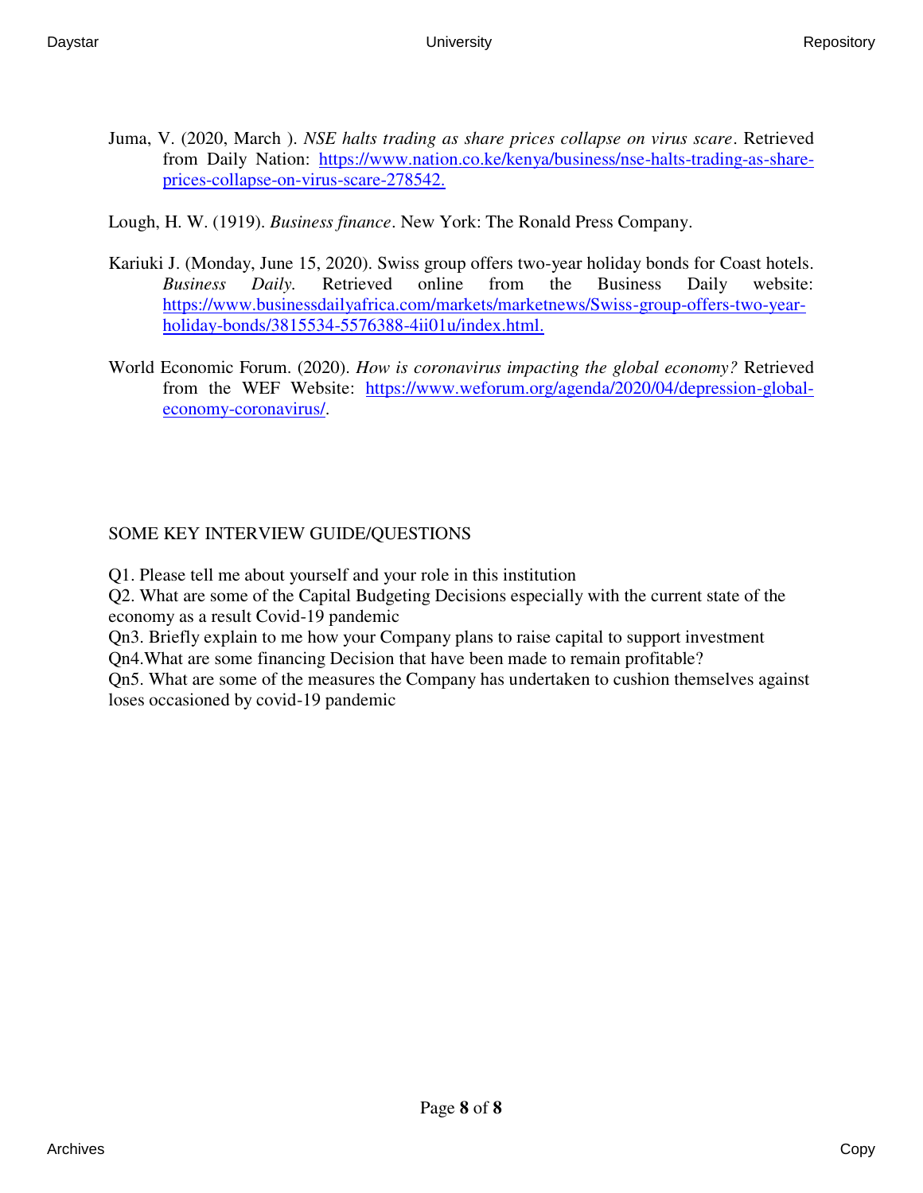Juma, V. (2020, March ). *NSE halts trading as share prices collapse on virus scare*. Retrieved from Daily Nation: https://www.nation.co.ke/kenya/business/nse-halts-trading-as-share-prices-collapse-on-virus-scare-278542.

Lough, H. W. (1919). *Business finance*. New York: The Ronald Press Company.

Kariuki J. (Monday, June 15, 2020). Swiss group offers two-year holiday bonds for Coast hotels. *Business Daily.* Retrieved online from the Business Daily website: https://www.businessdailyafrica.com/markets/marketnews/Swiss-group-offers-two-year-holiday-bonds/3815534-5576388-4ii01u/index.html.

World Economic Forum. (2020). *How is coronavirus impacting the global economy?* Retrieved from the WEF Website: https://www.weforum.org/agenda/2020/04/depression-global-economy-coronavirus/.

SOME KEY INTERVIEW GUIDE/QUESTIONS

Q1. Please tell me about yourself and your role in this institution
Q2. What are some of the Capital Budgeting Decisions especially with the current state of the economy as a result Covid-19 pandemic
Qn3. Briefly explain to me how your Company plans to raise capital to support investment
Qn4.What are some financing Decision that have been made to remain profitable?
Qn5. What are some of the measures the Company has undertaken to cushion themselves against loses occasioned by covid-19 pandemic